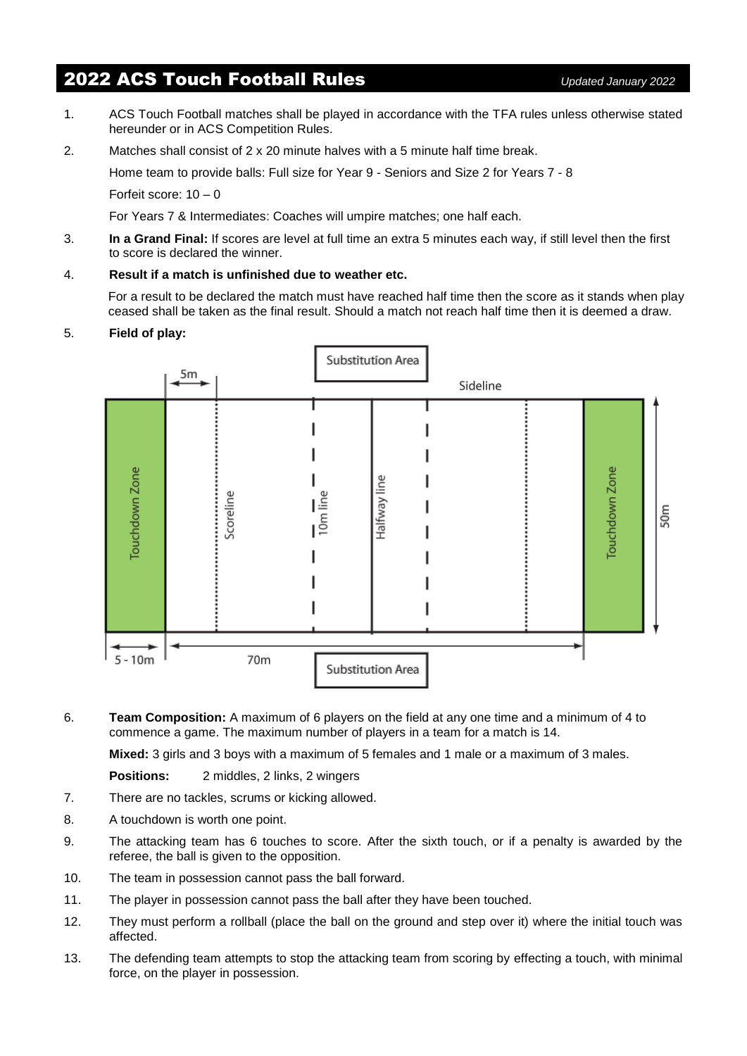# 2022 ACS Touch Football Rules

*Updated January 2022*

1. ACS Touch Football matches shall be played in accordance with the TFA rules unless otherwise stated hereunder or in ACS Competition Rules.

2. Matches shall consist of 2 x 20 minute halves with a 5 minute half time break.

   Home team to provide balls: Full size for Year 9 - Seniors and Size 2 for Years 7 - 8

   Forfeit score: 10 – 0

   For Years 7 & Intermediates: Coaches will umpire matches; one half each.

3. **In a Grand Final:** If scores are level at full time an extra 5 minutes each way, if still level then the first to score is declared the winner.

4. **Result if a match is unfinished due to weather etc.**

   For a result to be declared the match must have reached half time then the score as it stands when play ceased shall be taken as the final result. Should a match not reach half time then it is deemed a draw.

5. **Field of play:**

   Substitution Area | 5m | Sideline | Touchdown Zone | Scoreline | 10m line | Halfway line | Touchdown Zone | 50m | 5 - 10m | 70m | Substitution Area

6. **Team Composition:** A maximum of 6 players on the field at any one time and a minimum of 4 to commence a game. The maximum number of players in a team for a match is 14.

   **Mixed:** 3 girls and 3 boys with a maximum of 5 females and 1 male or a maximum of 3 males.

   **Positions:** 2 middles, 2 links, 2 wingers

7. There are no tackles, scrums or kicking allowed.

8. A touchdown is worth one point.

9. The attacking team has 6 touches to score. After the sixth touch, or if a penalty is awarded by the referee, the ball is given to the opposition.

10. The team in possession cannot pass the ball forward.

11. The player in possession cannot pass the ball after they have been touched.

12. They must perform a rollball (place the ball on the ground and step over it) where the initial touch was affected.

13. The defending team attempts to stop the attacking team from scoring by effecting a touch, with minimal force, on the player in possession.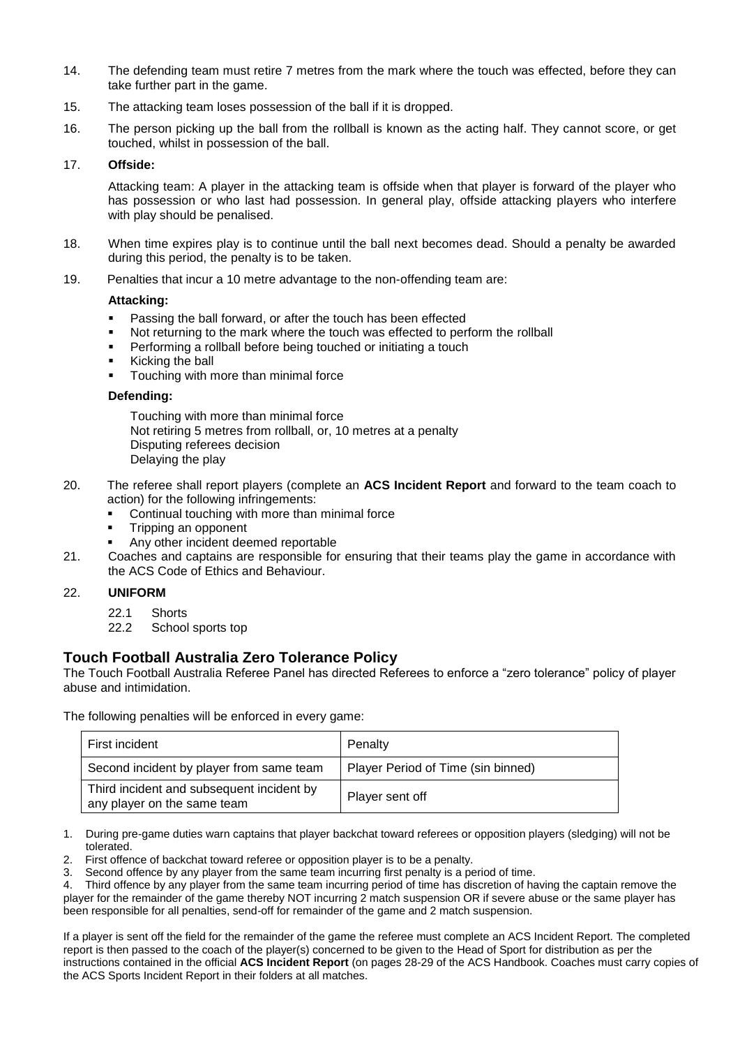14. The defending team must retire 7 metres from the mark where the touch was effected, before they can take further part in the game.

15. The attacking team loses possession of the ball if it is dropped.

16. The person picking up the ball from the rollball is known as the acting half. They cannot score, or get touched, whilst in possession of the ball.

17. **Offside:**

    Attacking team: A player in the attacking team is offside when that player is forward of the player who has possession or who last had possession. In general play, offside attacking players who interfere with play should be penalised.

18. When time expires play is to continue until the ball next becomes dead. Should a penalty be awarded during this period, the penalty is to be taken.

19. Penalties that incur a 10 metre advantage to the non-offending team are:

    **Attacking:**

    - Passing the ball forward, or after the touch has been effected
    - Not returning to the mark where the touch was effected to perform the rollball
    - Performing a rollball before being touched or initiating a touch
    - Kicking the ball
    - Touching with more than minimal force

    **Defending:**

    Touching with more than minimal force
    Not retiring 5 metres from rollball, or, 10 metres at a penalty
    Disputing referees decision
    Delaying the play

20. The referee shall report players (complete an **ACS Incident Report** and forward to the team coach to action) for the following infringements:
    - Continual touching with more than minimal force
    - Tripping an opponent
    - Any other incident deemed reportable

21. Coaches and captains are responsible for ensuring that their teams play the game in accordance with the ACS Code of Ethics and Behaviour.

22. **UNIFORM**

    22.1 Shorts
    22.2 School sports top

## Touch Football Australia Zero Tolerance Policy

The Touch Football Australia Referee Panel has directed Referees to enforce a "zero tolerance" policy of player abuse and intimidation.

The following penalties will be enforced in every game:

| | |
|---|---|
| First incident | Penalty |
| Second incident by player from same team | Player Period of Time (sin binned) |
| Third incident and subsequent incident by any player on the same team | Player sent off |

1. During pre-game duties warn captains that player backchat toward referees or opposition players (sledging) will not be tolerated.
2. First offence of backchat toward referee or opposition player is to be a penalty.
3. Second offence by any player from the same team incurring first penalty is a period of time.
4. Third offence by any player from the same team incurring period of time has discretion of having the captain remove the player for the remainder of the game thereby NOT incurring 2 match suspension OR if severe abuse or the same player has been responsible for all penalties, send-off for remainder of the game and 2 match suspension.

If a player is sent off the field for the remainder of the game the referee must complete an ACS Incident Report. The completed report is then passed to the coach of the player(s) concerned to be given to the Head of Sport for distribution as per the instructions contained in the official **ACS Incident Report** (on pages 28-29 of the ACS Handbook. Coaches must carry copies of the ACS Sports Incident Report in their folders at all matches.